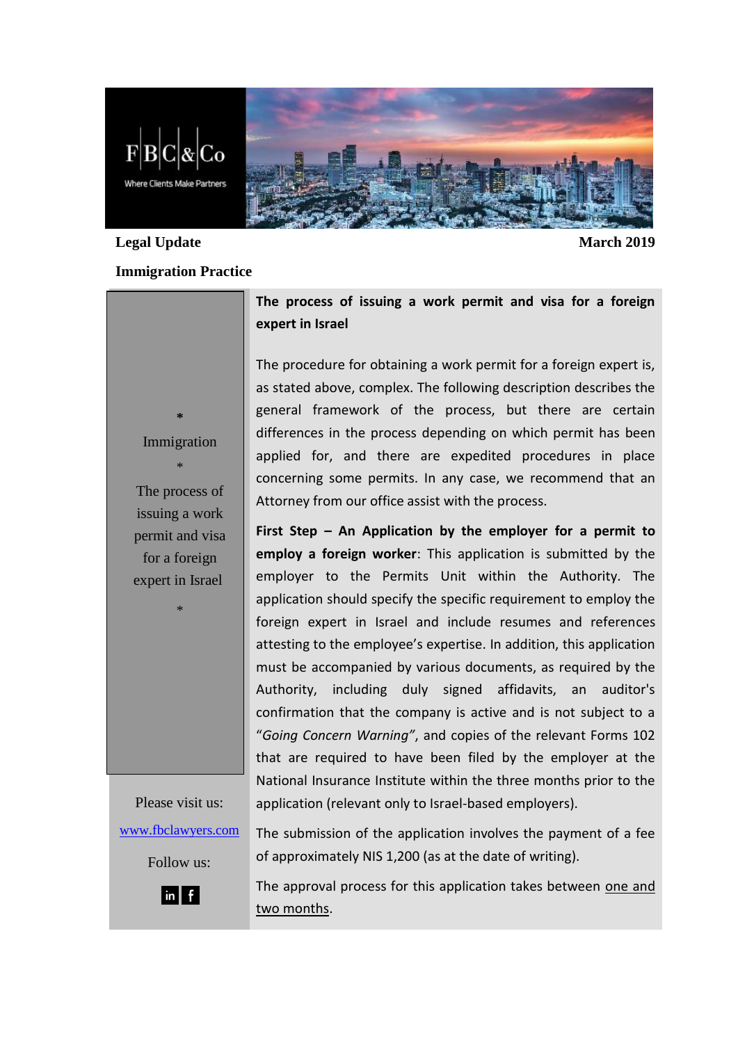F|B|C|&|Co

Where Clients Make Partners

**Legal Update** **March 2019**

**Immigration Practice**

*

Immigration

*

The process of issuing a work permit and visa for a foreign expert in Israel

*

Please visit us:

[www.fbclawyers.com](http://www.fbclawyers.com)

Follow us:

## The process of issuing a work permit and visa for a foreign expert in Israel

The procedure for obtaining a work permit for a foreign expert is, as stated above, complex. The following description describes the general framework of the process, but there are certain differences in the process depending on which permit has been applied for, and there are expedited procedures in place concerning some permits. In any case, we recommend that an Attorney from our office assist with the process.

**First Step – An Application by the employer for a permit to employ a foreign worker**: This application is submitted by the employer to the Permits Unit within the Authority. The application should specify the specific requirement to employ the foreign expert in Israel and include resumes and references attesting to the employee's expertise. In addition, this application must be accompanied by various documents, as required by the Authority, including duly signed affidavits, an auditor's confirmation that the company is active and is not subject to a "*Going Concern Warning*", and copies of the relevant Forms 102 that are required to have been filed by the employer at the National Insurance Institute within the three months prior to the application (relevant only to Israel-based employers).

The submission of the application involves the payment of a fee of approximately NIS 1,200 (as at the date of writing).

The approval process for this application takes between one and two months.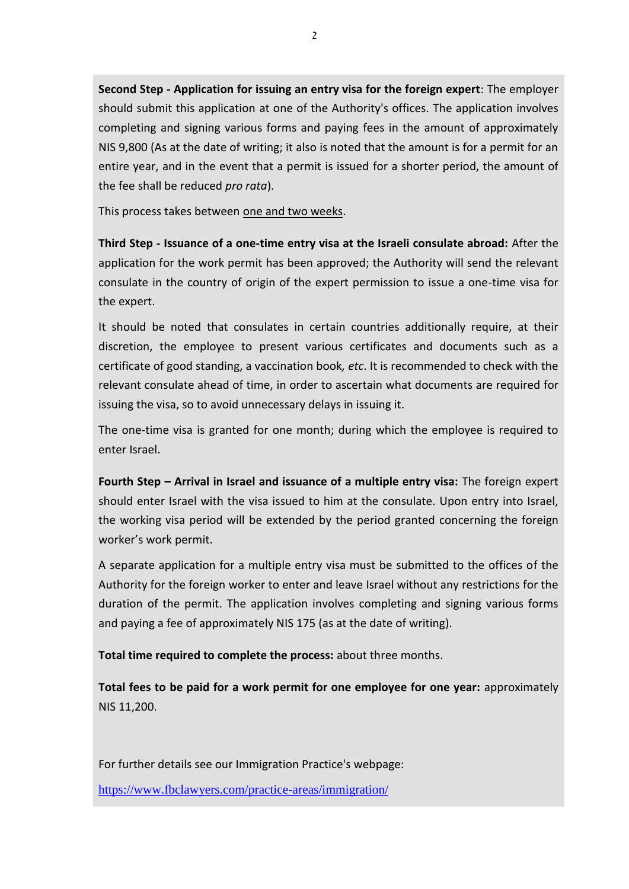**Second Step - Application for issuing an entry visa for the foreign expert**: The employer should submit this application at one of the Authority's offices. The application involves completing and signing various forms and paying fees in the amount of approximately NIS 9,800 (As at the date of writing; it also is noted that the amount is for a permit for an entire year, and in the event that a permit is issued for a shorter period, the amount of the fee shall be reduced *pro rata*).

This process takes between <u>one and two weeks</u>.

**Third Step - Issuance of a one-time entry visa at the Israeli consulate abroad:** After the application for the work permit has been approved; the Authority will send the relevant consulate in the country of origin of the expert permission to issue a one-time visa for the expert.

It should be noted that consulates in certain countries additionally require, at their discretion, the employee to present various certificates and documents such as a certificate of good standing, a vaccination book*, etc*. It is recommended to check with the relevant consulate ahead of time, in order to ascertain what documents are required for issuing the visa, so to avoid unnecessary delays in issuing it.

The one-time visa is granted for one month; during which the employee is required to enter Israel.

**Fourth Step – Arrival in Israel and issuance of a multiple entry visa:** The foreign expert should enter Israel with the visa issued to him at the consulate. Upon entry into Israel, the working visa period will be extended by the period granted concerning the foreign worker's work permit.

A separate application for a multiple entry visa must be submitted to the offices of the Authority for the foreign worker to enter and leave Israel without any restrictions for the duration of the permit. The application involves completing and signing various forms and paying a fee of approximately NIS 175 (as at the date of writing).

**Total time required to complete the process:** about three months.

**Total fees to be paid for a work permit for one employee for one year:** approximately NIS 11,200.

For further details see our Immigration Practice's webpage:

https://www.fbclawyers.com/practice-areas/immigration/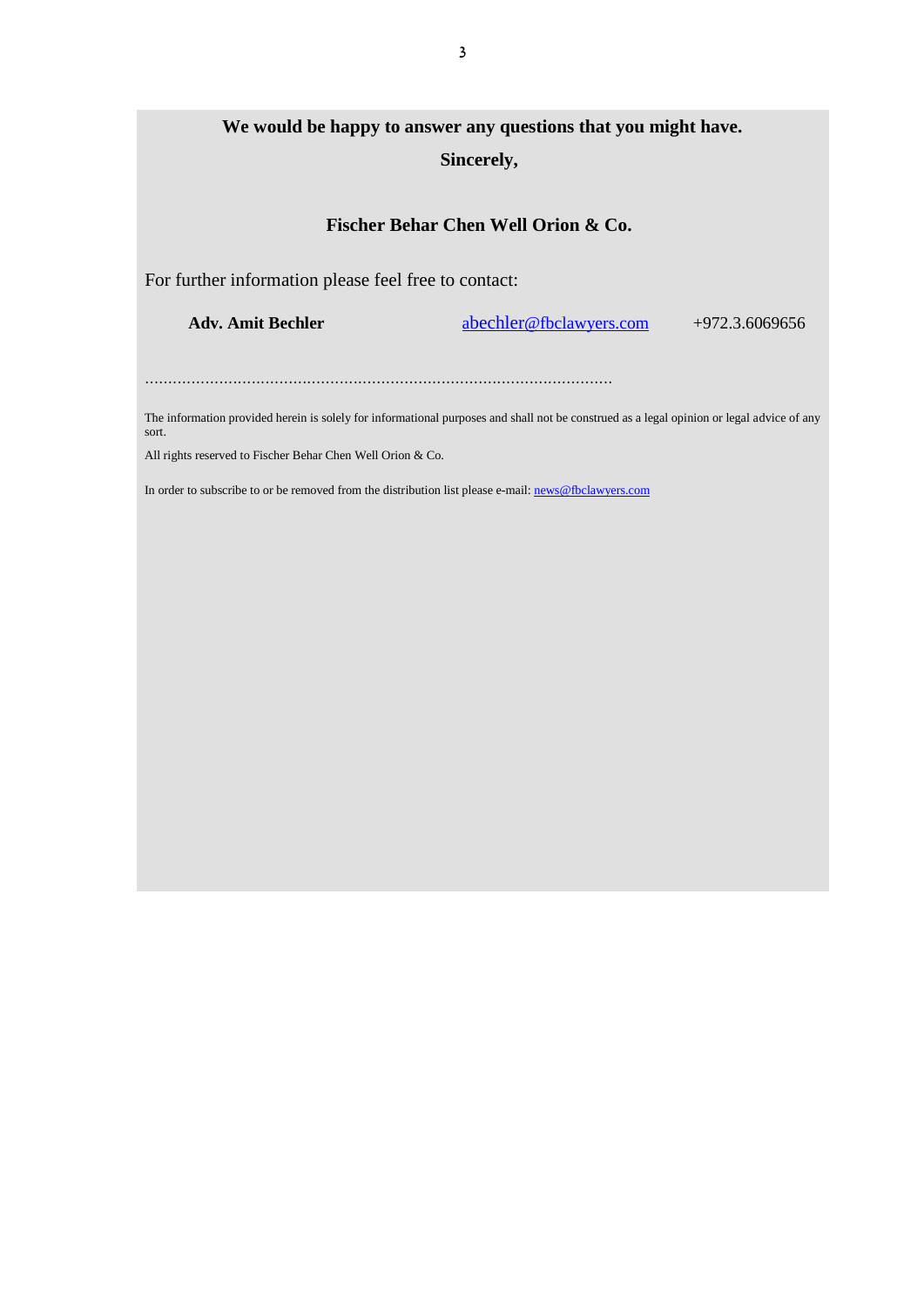**We would be happy to answer any questions that you might have.**

**Sincerely,**

**Fischer Behar Chen Well Orion & Co.**

For further information please feel free to contact:

| | | |
|---|---|---|
| **Adv. Amit Bechler** | abechler@fbclawyers.com | +972.3.6069656 |

........................................................................................................

The information provided herein is solely for informational purposes and shall not be construed as a legal opinion or legal advice of any sort.

All rights reserved to Fischer Behar Chen Well Orion & Co.

In order to subscribe to or be removed from the distribution list please e-mail: news@fbclawyers.com